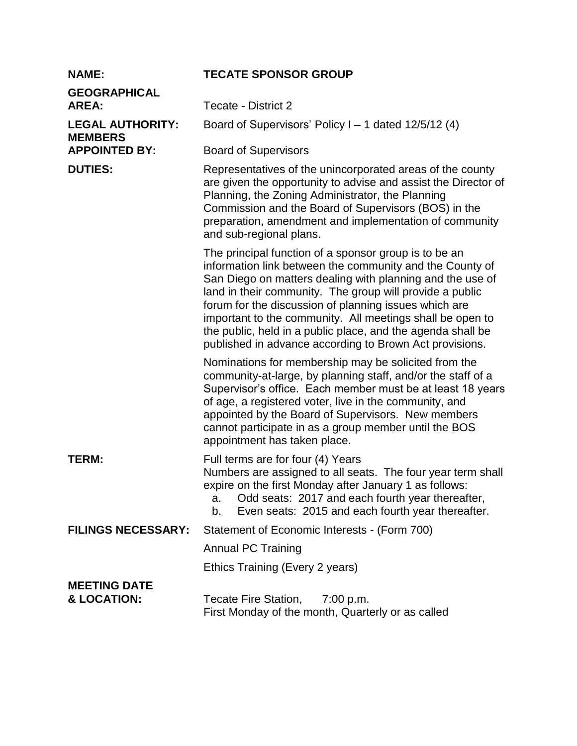**NAME:** **TECATE SPONSOR GROUP**

**GEOGRAPHICAL AREA:** Tecate - District 2

**LEGAL AUTHORITY:** Board of Supervisors' Policy I – 1 dated 12/5/12 (4)

**MEMBERS APPOINTED BY:** Board of Supervisors

**DUTIES:**

Representatives of the unincorporated areas of the county are given the opportunity to advise and assist the Director of Planning, the Zoning Administrator, the Planning Commission and the Board of Supervisors (BOS) in the preparation, amendment and implementation of community and sub-regional plans.

The principal function of a sponsor group is to be an information link between the community and the County of San Diego on matters dealing with planning and the use of land in their community. The group will provide a public forum for the discussion of planning issues which are important to the community. All meetings shall be open to the public, held in a public place, and the agenda shall be published in advance according to Brown Act provisions.

Nominations for membership may be solicited from the community-at-large, by planning staff, and/or the staff of a Supervisor's office. Each member must be at least 18 years of age, a registered voter, live in the community, and appointed by the Board of Supervisors. New members cannot participate in as a group member until the BOS appointment has taken place.

**TERM:**

Full terms are for four (4) Years
Numbers are assigned to all seats. The four year term shall expire on the first Monday after January 1 as follows:

a. Odd seats: 2017 and each fourth year thereafter,
b. Even seats: 2015 and each fourth year thereafter.

**FILINGS NECESSARY:**

Statement of Economic Interests - (Form 700)

Annual PC Training

Ethics Training (Every 2 years)

**MEETING DATE & LOCATION:**

Tecate Fire Station, 7:00 p.m.
First Monday of the month, Quarterly or as called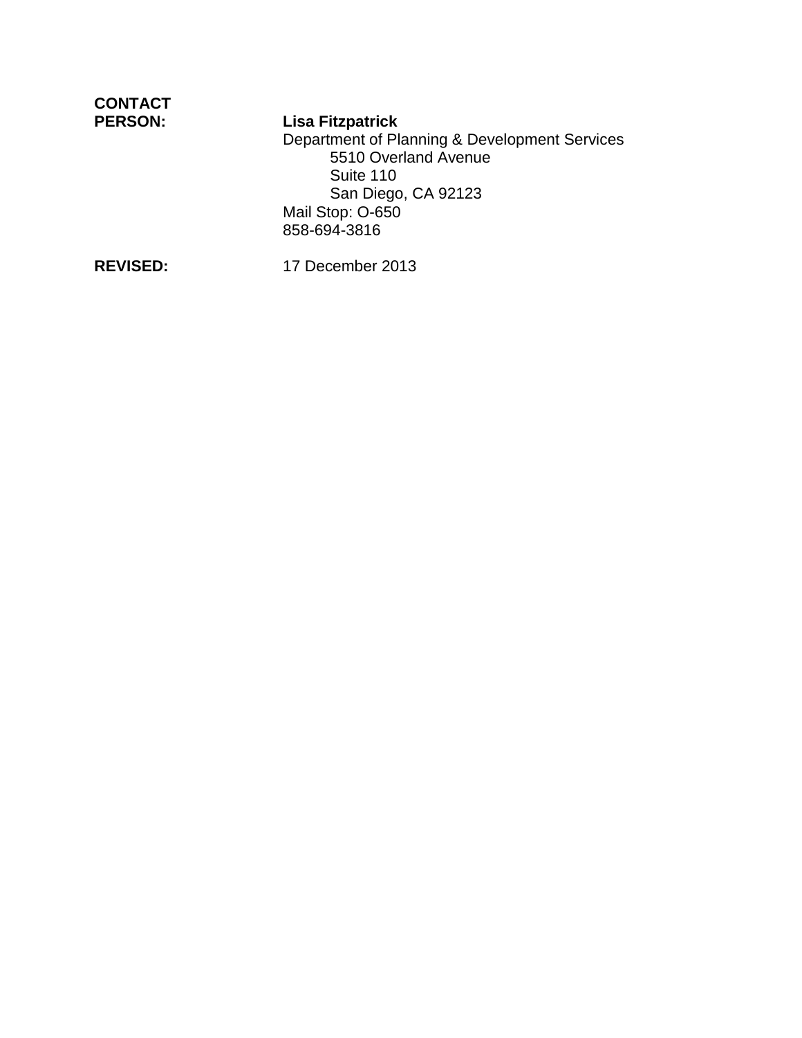**CONTACT PERSON:** **Lisa Fitzpatrick**
Department of Planning & Development Services
5510 Overland Avenue
Suite 110
San Diego, CA 92123
Mail Stop: O-650
858-694-3816

**REVISED:** 17 December 2013